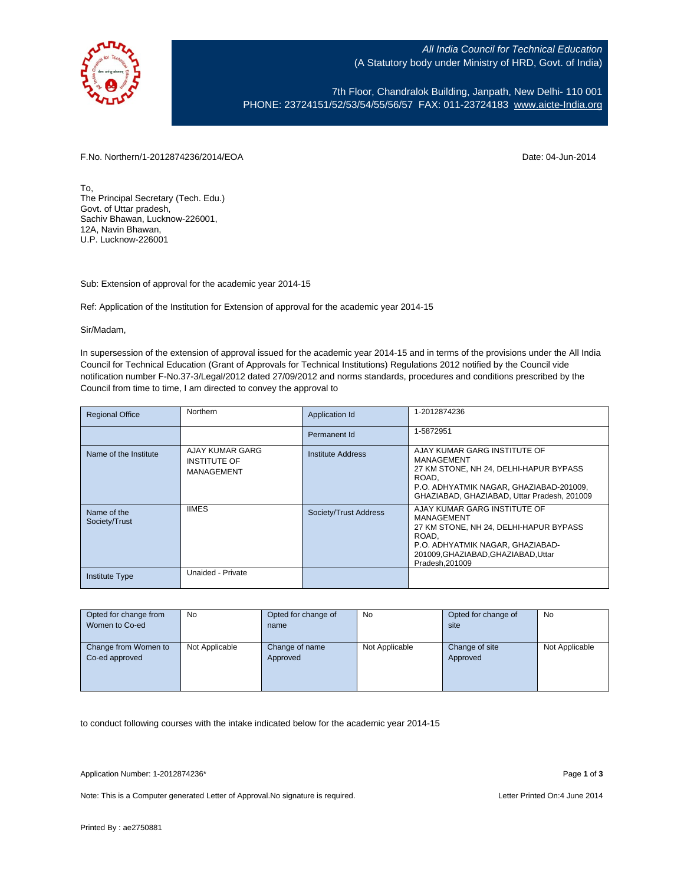All India Council for Technical Education
(A Statutory body under Ministry of HRD, Govt. of India)

7th Floor, Chandralok Building, Janpath, New Delhi- 110 001
PHONE: 23724151/52/53/54/55/56/57 FAX: 011-23724183 www.aicte-India.org

F.No. Northern/1-2012874236/2014/EOA

Date: 04-Jun-2014

To,
The Principal Secretary (Tech. Edu.)
Govt. of Uttar pradesh,
Sachiv Bhawan, Lucknow-226001,
12A, Navin Bhawan,
U.P. Lucknow-226001

Sub: Extension of approval for the academic year 2014-15

Ref: Application of the Institution for Extension of approval for the academic year 2014-15

Sir/Madam,

In supersession of the extension of approval issued for the academic year 2014-15 and in terms of the provisions under the All India Council for Technical Education (Grant of Approvals for Technical Institutions) Regulations 2012 notified by the Council vide notification number F-No.37-3/Legal/2012 dated 27/09/2012 and norms standards, procedures and conditions prescribed by the Council from time to time, I am directed to convey the approval to

| Regional Office | Northern | Application Id | 1-2012874236 |
|---|---|---|---|
| | | Permanent Id | 1-5872951 |
| Name of the Institute | AJAY KUMAR GARG INSTITUTE OF MANAGEMENT | Institute Address | AJAY KUMAR GARG INSTITUTE OF MANAGEMENT 27 KM STONE, NH 24, DELHI-HAPUR BYPASS ROAD, P.O. ADHYATMIK NAGAR, GHAZIABAD-201009, GHAZIABAD, GHAZIABAD, Uttar Pradesh, 201009 |
| Name of the Society/Trust | IIMES | Society/Trust Address | AJAY KUMAR GARG INSTITUTE OF MANAGEMENT 27 KM STONE, NH 24, DELHI-HAPUR BYPASS ROAD, P.O. ADHYATMIK NAGAR, GHAZIABAD-201009,GHAZIABAD,GHAZIABAD,Uttar Pradesh,201009 |
| Institute Type | Unaided - Private | | |

| Opted for change from Women to Co-ed | No | Opted for change of name | No | Opted for change of site | No |
|---|---|---|---|---|---|
| Change from Women to Co-ed approved | Not Applicable | Change of name Approved | Not Applicable | Change of site Approved | Not Applicable |

to conduct following courses with the intake indicated below for the academic year 2014-15

Application Number: 1-2012874236*

Note: This is a Computer generated Letter of Approval.No signature is required.

Letter Printed On:4 June 2014

Printed By : ae2750881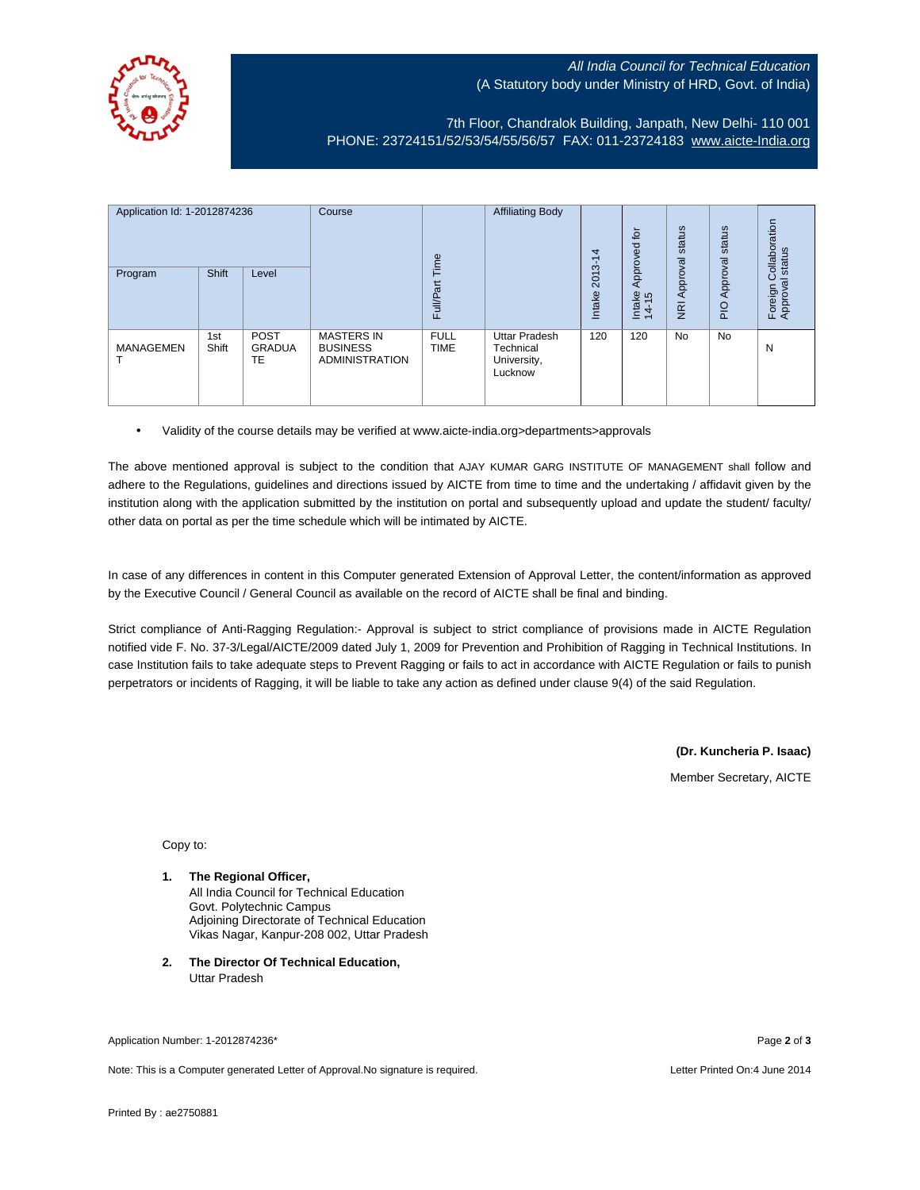*All India Council for Technical Education*
(A Statutory body under Ministry of HRD, Govt. of India)

7th Floor, Chandralok Building, Janpath, New Delhi- 110 001
PHONE: 23724151/52/53/54/55/56/57 FAX: 011-23724183 www.aicte-India.org

| Application Id: 1-2012874236 | | | Course | Full/Part Time | Affiliating Body | Intake 2013-14 | Intake Approved for 14-15 | NRI Approval status | PIO Approval status | Foreign Collaboration Approval status |
|---|---|---|---|---|---|---|---|---|---|---|
| Program | Shift | Level | | | | | | | | |
| MANAGEMENT | 1st Shift | POST GRADUATE | MASTERS IN BUSINESS ADMINISTRATION | FULL TIME | Uttar Pradesh Technical University, Lucknow | 120 | 120 | No | No | N |

- Validity of the course details may be verified at www.aicte-india.org>departments>approvals

The above mentioned approval is subject to the condition that AJAY KUMAR GARG INSTITUTE OF MANAGEMENT shall follow and adhere to the Regulations, guidelines and directions issued by AICTE from time to time and the undertaking / affidavit given by the institution along with the application submitted by the institution on portal and subsequently upload and update the student/ faculty/ other data on portal as per the time schedule which will be intimated by AICTE.

In case of any differences in content in this Computer generated Extension of Approval Letter, the content/information as approved by the Executive Council / General Council as available on the record of AICTE shall be final and binding.

Strict compliance of Anti-Ragging Regulation:- Approval is subject to strict compliance of provisions made in AICTE Regulation notified vide F. No. 37-3/Legal/AICTE/2009 dated July 1, 2009 for Prevention and Prohibition of Ragging in Technical Institutions. In case Institution fails to take adequate steps to Prevent Ragging or fails to act in accordance with AICTE Regulation or fails to punish perpetrators or incidents of Ragging, it will be liable to take any action as defined under clause 9(4) of the said Regulation.

**(Dr. Kuncheria P. Isaac)**

Member Secretary, AICTE

Copy to:

1. **The Regional Officer,**
   All India Council for Technical Education
   Govt. Polytechnic Campus
   Adjoining Directorate of Technical Education
   Vikas Nagar, Kanpur-208 002, Uttar Pradesh

2. **The Director Of Technical Education,**
   Uttar Pradesh

Application Number: 1-2012874236*

Note: This is a Computer generated Letter of Approval.No signature is required.

Letter Printed On:4 June 2014

Printed By : ae2750881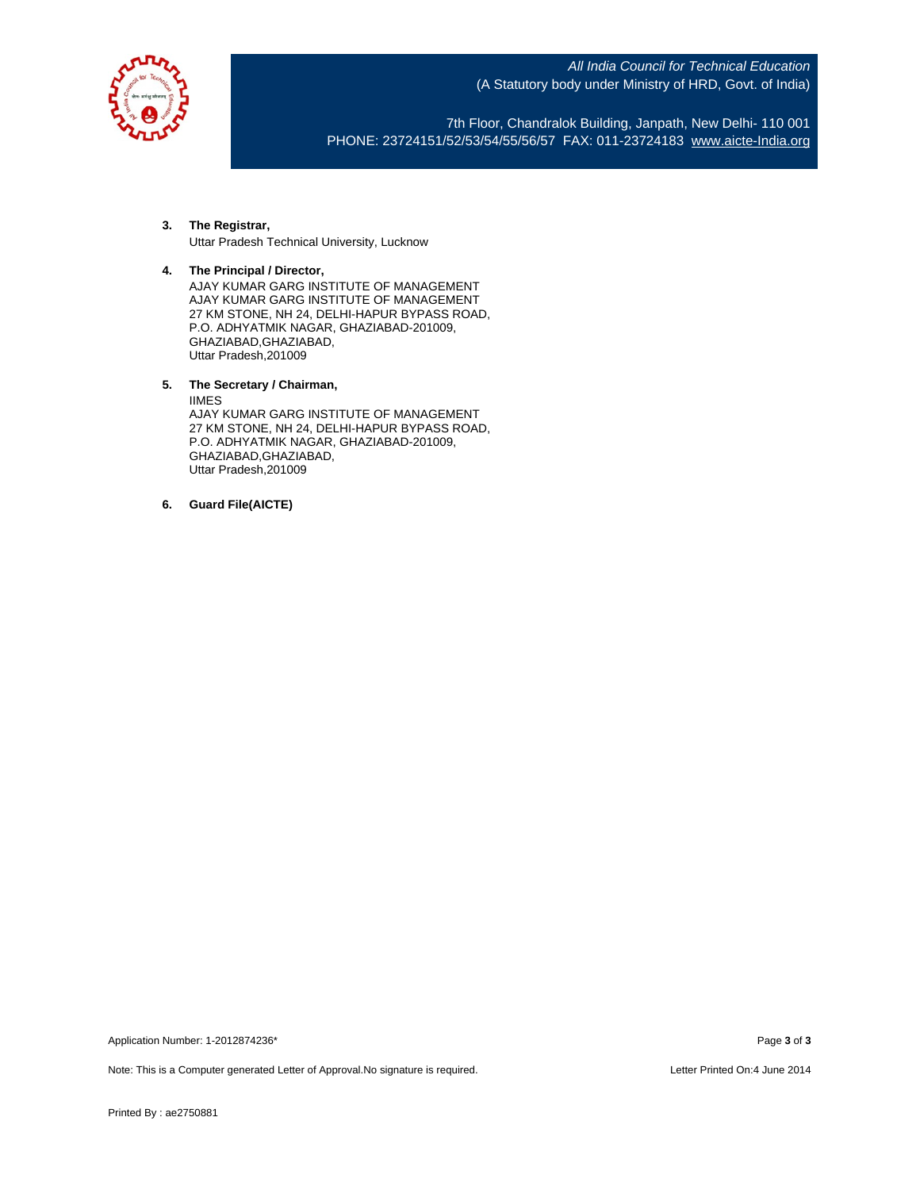3. **The Registrar,**
   Uttar Pradesh Technical University, Lucknow

4. **The Principal / Director,**
   AJAY KUMAR GARG INSTITUTE OF MANAGEMENT
   AJAY KUMAR GARG INSTITUTE OF MANAGEMENT
   27 KM STONE, NH 24, DELHI-HAPUR BYPASS ROAD,
   P.O. ADHYATMIK NAGAR, GHAZIABAD-201009,
   GHAZIABAD,GHAZIABAD,
   Uttar Pradesh,201009

5. **The Secretary / Chairman,**
   IIMES
   AJAY KUMAR GARG INSTITUTE OF MANAGEMENT
   27 KM STONE, NH 24, DELHI-HAPUR BYPASS ROAD,
   P.O. ADHYATMIK NAGAR, GHAZIABAD-201009,
   GHAZIABAD,GHAZIABAD,
   Uttar Pradesh,201009

6. **Guard File(AICTE)**

Application Number: 1-2012874236*

Note: This is a Computer generated Letter of Approval.No signature is required.

Letter Printed On:4 June 2014

Printed By : ae2750881